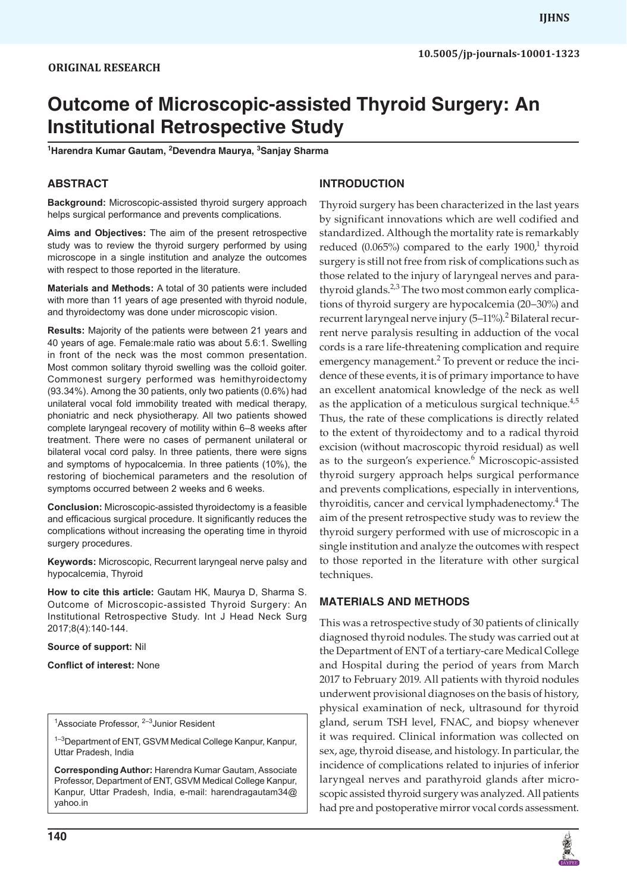ORIGINAL RESEARCH

# Outcome of Microscopic-assisted Thyroid Surgery: An Institutional Retrospective Study

[1]Harendra Kumar Gautam, [2]Devendra Maurya, [3]Sanjay Sharma

## ABSTRACT

**Background:** Microscopic-assisted thyroid surgery approach helps surgical performance and prevents complications.

**Aims and Objectives:** The aim of the present retrospective study was to review the thyroid surgery performed by using microscope in a single institution and analyze the outcomes with respect to those reported in the literature.

**Materials and Methods:** A total of 30 patients were included with more than 11 years of age presented with thyroid nodule, and thyroidectomy was done under microscopic vision.

**Results:** Majority of the patients were between 21 years and 40 years of age. Female:male ratio was about 5.6:1. Swelling in front of the neck was the most common presentation. Most common solitary thyroid swelling was the colloid goiter. Commonest surgery performed was hemithyroidectomy (93.34%). Among the 30 patients, only two patients (0.6%) had unilateral vocal fold immobility treated with medical therapy, phoniatric and neck physiotherapy. All two patients showed complete laryngeal recovery of motility within 6–8 weeks after treatment. There were no cases of permanent unilateral or bilateral vocal cord palsy. In three patients, there were signs and symptoms of hypocalcemia. In three patients (10%), the restoring of biochemical parameters and the resolution of symptoms occurred between 2 weeks and 6 weeks.

**Conclusion:** Microscopic-assisted thyroidectomy is a feasible and efficacious surgical procedure. It significantly reduces the complications without increasing the operating time in thyroid surgery procedures.

**Keywords:** Microscopic, Recurrent laryngeal nerve palsy and hypocalcemia, Thyroid

**How to cite this article:** Gautam HK, Maurya D, Sharma S. Outcome of Microscopic-assisted Thyroid Surgery: An Institutional Retrospective Study. Int J Head Neck Surg 2017;8(4):140-144.

**Source of support:** Nil

**Conflict of interest:** None

[1]Associate Professor, [2–3]Junior Resident

[1–3]Department of ENT, GSVM Medical College Kanpur, Kanpur, Uttar Pradesh, India

**Corresponding Author:** Harendra Kumar Gautam, Associate Professor, Department of ENT, GSVM Medical College Kanpur, Kanpur, Uttar Pradesh, India, e-mail: harendragautam34@yahoo.in

## INTRODUCTION

Thyroid surgery has been characterized in the last years by significant innovations which are well codified and standardized. Although the mortality rate is remarkably reduced (0.065%) compared to the early 1900,[1] thyroid surgery is still not free from risk of complications such as those related to the injury of laryngeal nerves and parathyroid glands.[2,3] The two most common early complications of thyroid surgery are hypocalcemia (20–30%) and recurrent laryngeal nerve injury (5–11%).[2] Bilateral recurrent nerve paralysis resulting in adduction of the vocal cords is a rare life-threatening complication and require emergency management.[2] To prevent or reduce the incidence of these events, it is of primary importance to have an excellent anatomical knowledge of the neck as well as the application of a meticulous surgical technique.[4,5] Thus, the rate of these complications is directly related to the extent of thyroidectomy and to a radical thyroid excision (without macroscopic thyroid residual) as well as to the surgeon's experience.[6] Microscopic-assisted thyroid surgery approach helps surgical performance and prevents complications, especially in interventions, thyroiditis, cancer and cervical lymphadenectomy.[4] The aim of the present retrospective study was to review the thyroid surgery performed with use of microscopic in a single institution and analyze the outcomes with respect to those reported in the literature with other surgical techniques.

## MATERIALS AND METHODS

This was a retrospective study of 30 patients of clinically diagnosed thyroid nodules. The study was carried out at the Department of ENT of a tertiary-care Medical College and Hospital during the period of years from March 2017 to February 2019. All patients with thyroid nodules underwent provisional diagnoses on the basis of history, physical examination of neck, ultrasound for thyroid gland, serum TSH level, FNAC, and biopsy whenever it was required. Clinical information was collected on sex, age, thyroid disease, and histology. In particular, the incidence of complications related to injuries of inferior laryngeal nerves and parathyroid glands after microscopic assisted thyroid surgery was analyzed. All patients had pre and postoperative mirror vocal cords assessment.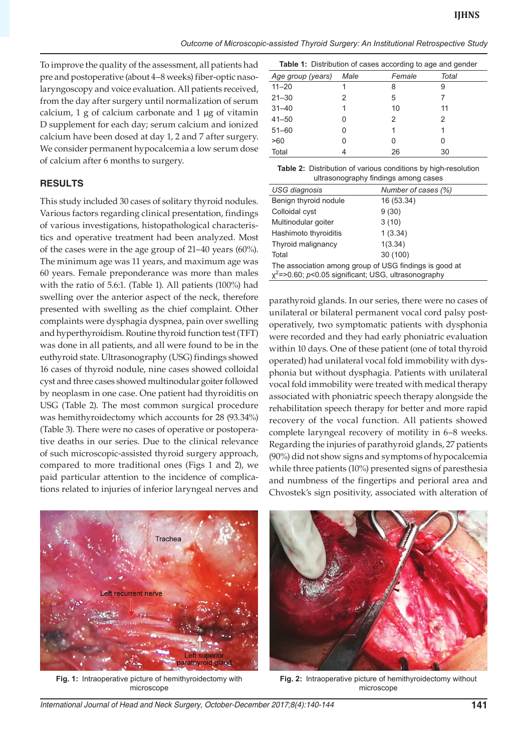To improve the quality of the assessment, all patients had pre and postoperative (about 4–8 weeks) fiber-optic nasolaryngoscopy and voice evaluation. All patients received, from the day after surgery until normalization of serum calcium, 1 g of calcium carbonate and 1 µg of vitamin D supplement for each day; serum calcium and ionized calcium have been dosed at day 1, 2 and 7 after surgery. We consider permanent hypocalcemia a low serum dose of calcium after 6 months to surgery.

## RESULTS

This study included 30 cases of solitary thyroid nodules. Various factors regarding clinical presentation, findings of various investigations, histopathological characteristics and operative treatment had been analyzed. Most of the cases were in the age group of 21–40 years (60%). The minimum age was 11 years, and maximum age was 60 years. Female preponderance was more than males with the ratio of 5.6:1. (Table 1). All patients (100%) had swelling over the anterior aspect of the neck, therefore presented with swelling as the chief complaint. Other complaints were dysphagia dyspnea, pain over swelling and hyperthyroidism. Routine thyroid function test (TFT) was done in all patients, and all were found to be in the euthyroid state. Ultrasonography (USG) findings showed 16 cases of thyroid nodule, nine cases showed colloidal cyst and three cases showed multinodular goiter followed by neoplasm in one case. One patient had thyroiditis on USG (Table 2). The most common surgical procedure was hemithyroidectomy which accounts for 28 (93.34%) (Table 3). There were no cases of operative or postoperative deaths in our series. Due to the clinical relevance of such microscopic-assisted thyroid surgery approach, compared to more traditional ones (Figs 1 and 2), we paid particular attention to the incidence of complications related to injuries of inferior laryngeal nerves and parathyroid glands. In our series, there were no cases of unilateral or bilateral permanent vocal cord palsy postoperatively, two symptomatic patients with dysphonia were recorded and they had early phoniatric evaluation within 10 days. One of these patient (one of total thyroid operated) had unilateral vocal fold immobility with dysphonia but without dysphagia. Patients with unilateral vocal fold immobility were treated with medical therapy associated with phoniatric speech therapy alongside the rehabilitation speech therapy for better and more rapid recovery of the vocal function. All patients showed complete laryngeal recovery of motility in 6–8 weeks. Regarding the injuries of parathyroid glands, 27 patients (90%) did not show signs and symptoms of hypocalcemia while three patients (10%) presented signs of paresthesia and numbness of the fingertips and perioral area and Chvostek's sign positivity, associated with alteration of

**Table 1:** Distribution of cases according to age and gender

| Age group (years) | Male | Female | Total |
|---|---|---|---|
| 11–20 | 1 | 8 | 9 |
| 21–30 | 2 | 5 | 7 |
| 31–40 | 1 | 10 | 11 |
| 41–50 | 0 | 2 | 2 |
| 51–60 | 0 | 1 | 1 |
| >60 | 0 | 0 | 0 |
| Total | 4 | 26 | 30 |

**Table 2:** Distribution of various conditions by high-resolution ultrasonography findings among cases

| USG diagnosis | Number of cases (%) |
|---|---|
| Benign thyroid nodule | 16 (53.34) |
| Colloidal cyst | 9 (30) |
| Multinodular goiter | 3 (10) |
| Hashimoto thyroiditis | 1 (3.34) |
| Thyroid malignancy | 1(3.34) |
| Total | 30 (100) |

The association among group of USG findings is good at $\chi^2$=>0.60; $p$<0.05 significant; USG, ultrasonography

**Fig. 1:** Intraoperative picture of hemithyroidectomy with microscope

**Fig. 2:** Intraoperative picture of hemithyroidectomy without microscope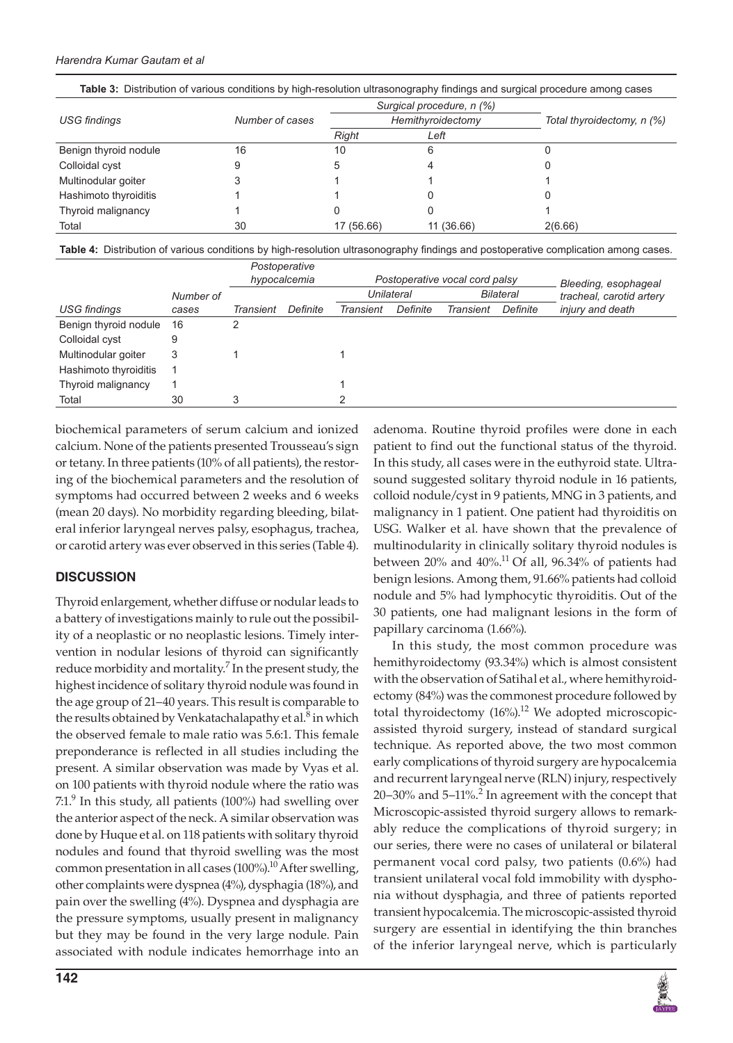**Table 3:** Distribution of various conditions by high-resolution ultrasonography findings and surgical procedure among cases

| USG findings | Number of cases | Surgical procedure, n (%) | | |
|---|---|---|---|---|
| | | Hemithyroidectomy | | Total thyroidectomy, n (%) |
| | | Right | Left | |
| Benign thyroid nodule | 16 | 10 | 6 | 0 |
| Colloidal cyst | 9 | 5 | 4 | 0 |
| Multinodular goiter | 3 | 1 | 1 | 1 |
| Hashimoto thyroiditis | 1 | 1 | 0 | 0 |
| Thyroid malignancy | 1 | 0 | 0 | 1 |
| Total | 30 | 17 (56.66) | 11 (36.66) | 2(6.66) |

**Table 4:** Distribution of various conditions by high-resolution ultrasonography findings and postoperative complication among cases.

| USG findings | Number of cases | Postoperative hypocalcemia | | Postoperative vocal cord palsy | | | | Bleeding, esophageal tracheal, carotid artery injury and death |
|---|---|---|---|---|---|---|---|---|
| | | | | Unilateral | | Bilateral | | |
| | | Transient | Definite | Transient | Definite | Transient | Definite | |
| Benign thyroid nodule | 16 | 2 | | | | | | |
| Colloidal cyst | 9 | | | | | | | |
| Multinodular goiter | 3 | 1 | | 1 | | | | |
| Hashimoto thyroiditis | 1 | | | | | | | |
| Thyroid malignancy | 1 | | | 1 | | | | |
| Total | 30 | 3 | | 2 | | | | |

biochemical parameters of serum calcium and ionized calcium. None of the patients presented Trousseau's sign or tetany. In three patients (10% of all patients), the restoring of the biochemical parameters and the resolution of symptoms had occurred between 2 weeks and 6 weeks (mean 20 days). No morbidity regarding bleeding, bilateral inferior laryngeal nerves palsy, esophagus, trachea, or carotid artery was ever observed in this series (Table 4).

## DISCUSSION

Thyroid enlargement, whether diffuse or nodular leads to a battery of investigations mainly to rule out the possibility of a neoplastic or no neoplastic lesions. Timely intervention in nodular lesions of thyroid can significantly reduce morbidity and mortality.[7] In the present study, the highest incidence of solitary thyroid nodule was found in the age group of 21–40 years. This result is comparable to the results obtained by Venkatachalapathy et al.[8] in which the observed female to male ratio was 5.6:1. This female preponderance is reflected in all studies including the present. A similar observation was made by Vyas et al. on 100 patients with thyroid nodule where the ratio was 7:1.[9] In this study, all patients (100%) had swelling over the anterior aspect of the neck. A similar observation was done by Huque et al. on 118 patients with solitary thyroid nodules and found that thyroid swelling was the most common presentation in all cases (100%).[10] After swelling, other complaints were dyspnea (4%), dysphagia (18%), and pain over the swelling (4%). Dyspnea and dysphagia are the pressure symptoms, usually present in malignancy but they may be found in the very large nodule. Pain associated with nodule indicates hemorrhage into an adenoma. Routine thyroid profiles were done in each patient to find out the functional status of the thyroid. In this study, all cases were in the euthyroid state. Ultrasound suggested solitary thyroid nodule in 16 patients, colloid nodule/cyst in 9 patients, MNG in 3 patients, and malignancy in 1 patient. One patient had thyroiditis on USG. Walker et al. have shown that the prevalence of multinodularity in clinically solitary thyroid nodules is between 20% and 40%.[11] Of all, 96.34% of patients had benign lesions. Among them, 91.66% patients had colloid nodule and 5% had lymphocytic thyroiditis. Out of the 30 patients, one had malignant lesions in the form of papillary carcinoma (1.66%).

In this study, the most common procedure was hemithyroidectomy (93.34%) which is almost consistent with the observation of Satihal et al., where hemithyroidectomy (84%) was the commonest procedure followed by total thyroidectomy (16%).[12] We adopted microscopic-assisted thyroid surgery, instead of standard surgical technique. As reported above, the two most common early complications of thyroid surgery are hypocalcemia and recurrent laryngeal nerve (RLN) injury, respectively 20–30% and 5–11%.[2] In agreement with the concept that Microscopic-assisted thyroid surgery allows to remarkably reduce the complications of thyroid surgery; in our series, there were no cases of unilateral or bilateral permanent vocal cord palsy, two patients (0.6%) had transient unilateral vocal fold immobility with dysphonia without dysphagia, and three of patients reported transient hypocalcemia. The microscopic-assisted thyroid surgery are essential in identifying the thin branches of the inferior laryngeal nerve, which is particularly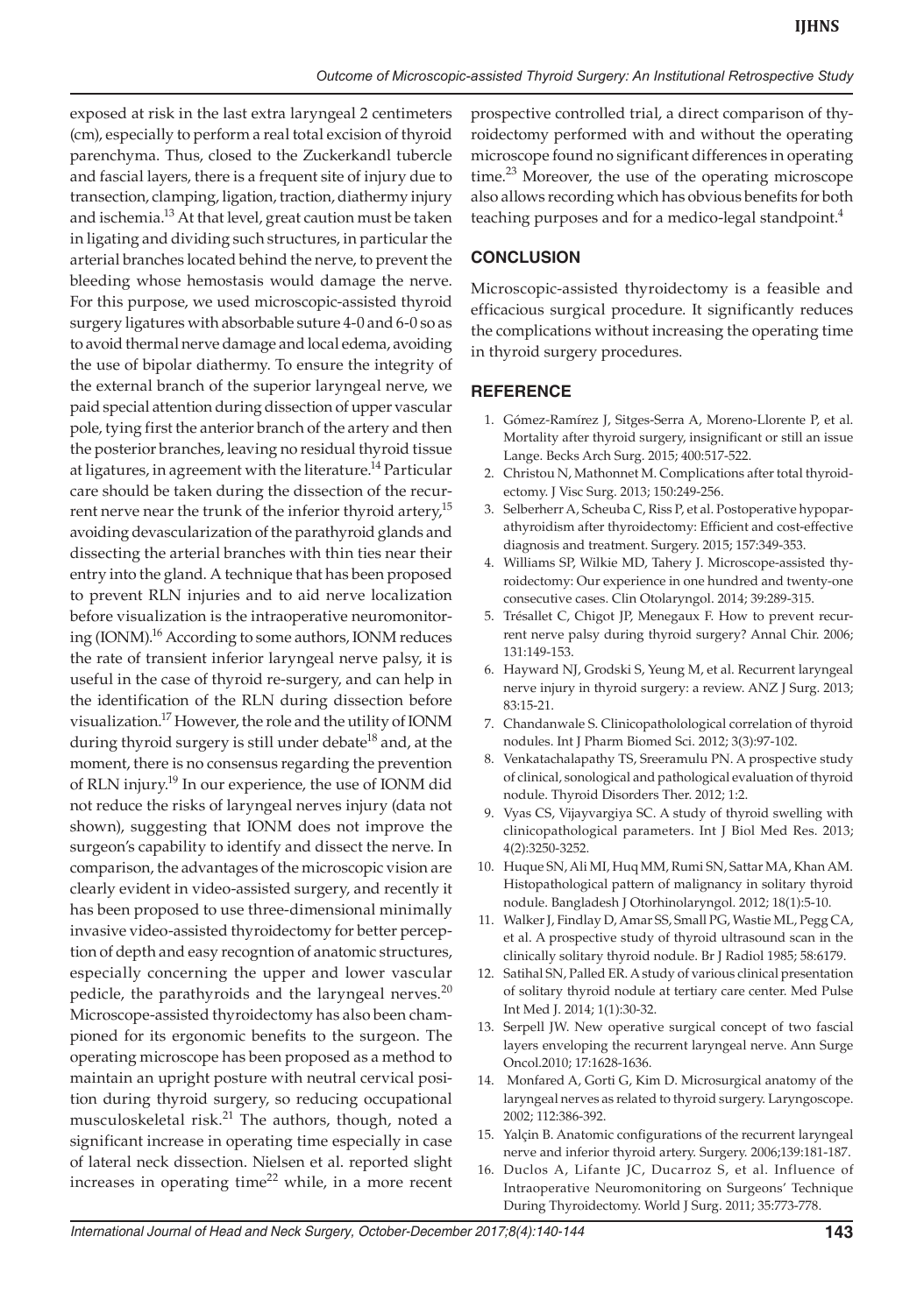exposed at risk in the last extra laryngeal 2 centimeters (cm), especially to perform a real total excision of thyroid parenchyma. Thus, closed to the Zuckerkandl tubercle and fascial layers, there is a frequent site of injury due to transection, clamping, ligation, traction, diathermy injury and ischemia.[13] At that level, great caution must be taken in ligating and dividing such structures, in particular the arterial branches located behind the nerve, to prevent the bleeding whose hemostasis would damage the nerve. For this purpose, we used microscopic-assisted thyroid surgery ligatures with absorbable suture 4-0 and 6-0 so as to avoid thermal nerve damage and local edema, avoiding the use of bipolar diathermy. To ensure the integrity of the external branch of the superior laryngeal nerve, we paid special attention during dissection of upper vascular pole, tying first the anterior branch of the artery and then the posterior branches, leaving no residual thyroid tissue at ligatures, in agreement with the literature.[14] Particular care should be taken during the dissection of the recurrent nerve near the trunk of the inferior thyroid artery,[15] avoiding devascularization of the parathyroid glands and dissecting the arterial branches with thin ties near their entry into the gland. A technique that has been proposed to prevent RLN injuries and to aid nerve localization before visualization is the intraoperative neuromonitoring (IONM).[16] According to some authors, IONM reduces the rate of transient inferior laryngeal nerve palsy, it is useful in the case of thyroid re-surgery, and can help in the identification of the RLN during dissection before visualization.[17] However, the role and the utility of IONM during thyroid surgery is still under debate[18] and, at the moment, there is no consensus regarding the prevention of RLN injury.[19] In our experience, the use of IONM did not reduce the risks of laryngeal nerves injury (data not shown), suggesting that IONM does not improve the surgeon's capability to identify and dissect the nerve. In comparison, the advantages of the microscopic vision are clearly evident in video-assisted surgery, and recently it has been proposed to use three-dimensional minimally invasive video-assisted thyroidectomy for better perception of depth and easy recogntion of anatomic structures, especially concerning the upper and lower vascular pedicle, the parathyroids and the laryngeal nerves.[20] Microscope-assisted thyroidectomy has also been championed for its ergonomic benefits to the surgeon. The operating microscope has been proposed as a method to maintain an upright posture with neutral cervical position during thyroid surgery, so reducing occupational musculoskeletal risk.[21] The authors, though, noted a significant increase in operating time especially in case of lateral neck dissection. Nielsen et al. reported slight increases in operating time[22] while, in a more recent prospective controlled trial, a direct comparison of thyroidectomy performed with and without the operating microscope found no significant differences in operating time.[23] Moreover, the use of the operating microscope also allows recording which has obvious benefits for both teaching purposes and for a medico-legal standpoint.[4]

## CONCLUSION

Microscopic-assisted thyroidectomy is a feasible and efficacious surgical procedure. It significantly reduces the complications without increasing the operating time in thyroid surgery procedures.

## REFERENCE

1. Gómez-Ramírez J, Sitges-Serra A, Moreno-Llorente P, et al. Mortality after thyroid surgery, insignificant or still an issue Lange. Becks Arch Surg. 2015; 400:517-522.
2. Christou N, Mathonnet M. Complications after total thyroidectomy. J Visc Surg. 2013; 150:249-256.
3. Selberherr A, Scheuba C, Riss P, et al. Postoperative hypoparathyroidism after thyroidectomy: Efficient and cost-effective diagnosis and treatment. Surgery. 2015; 157:349-353.
4. Williams SP, Wilkie MD, Tahery J. Microscope-assisted thyroidectomy: Our experience in one hundred and twenty-one consecutive cases. Clin Otolaryngol. 2014; 39:289-315.
5. Trésallet C, Chigot JP, Menegaux F. How to prevent recurrent nerve palsy during thyroid surgery? Annal Chir. 2006; 131:149-153.
6. Hayward NJ, Grodski S, Yeung M, et al. Recurrent laryngeal nerve injury in thyroid surgery: a review. ANZ J Surg. 2013; 83:15-21.
7. Chandanwale S. Clinicopatholological correlation of thyroid nodules. Int J Pharm Biomed Sci. 2012; 3(3):97-102.
8. Venkatachalapathy TS, Sreeramulu PN. A prospective study of clinical, sonological and pathological evaluation of thyroid nodule. Thyroid Disorders Ther. 2012; 1:2.
9. Vyas CS, Vijayvargiya SC. A study of thyroid swelling with clinicopathological parameters. Int J Biol Med Res. 2013; 4(2):3250-3252.
10. Huque SN, Ali MI, Huq MM, Rumi SN, Sattar MA, Khan AM. Histopathological pattern of malignancy in solitary thyroid nodule. Bangladesh J Otorhinolaryngol. 2012; 18(1):5-10.
11. Walker J, Findlay D, Amar SS, Small PG, Wastie ML, Pegg CA, et al. A prospective study of thyroid ultrasound scan in the clinically solitary thyroid nodule. Br J Radiol 1985; 58:6179.
12. Satihal SN, Palled ER. A study of various clinical presentation of solitary thyroid nodule at tertiary care center. Med Pulse Int Med J. 2014; 1(1):30-32.
13. Serpell JW. New operative surgical concept of two fascial layers enveloping the recurrent laryngeal nerve. Ann Surge Oncol.2010; 17:1628-1636.
14. Monfared A, Gorti G, Kim D. Microsurgical anatomy of the laryngeal nerves as related to thyroid surgery. Laryngoscope. 2002; 112:386-392.
15. Yalçin B. Anatomic configurations of the recurrent laryngeal nerve and inferior thyroid artery. Surgery. 2006;139:181-187.
16. Duclos A, Lifante JC, Ducarroz S, et al. Influence of Intraoperative Neuromonitoring on Surgeons' Technique During Thyroidectomy. World J Surg. 2011; 35:773-778.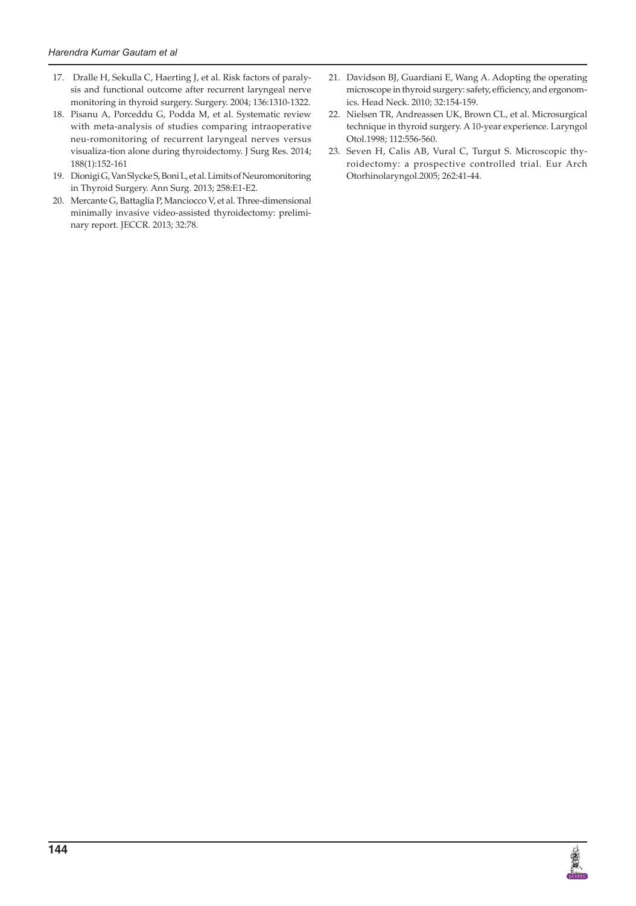17. Dralle H, Sekulla C, Haerting J, et al. Risk factors of paralysis and functional outcome after recurrent laryngeal nerve monitoring in thyroid surgery. Surgery. 2004; 136:1310-1322.
18. Pisanu A, Porceddu G, Podda M, et al. Systematic review with meta-analysis of studies comparing intraoperative neu-romonitoring of recurrent laryngeal nerves versus visualiza-tion alone during thyroidectomy. J Surg Res. 2014; 188(1):152-161
19. Dionigi G, Van Slycke S, Boni L, et al. Limits of Neuromonitoring in Thyroid Surgery. Ann Surg. 2013; 258:E1-E2.
20. Mercante G, Battaglia P, Manciocco V, et al. Three-dimensional minimally invasive video-assisted thyroidectomy: preliminary report. JECCR. 2013; 32:78.
21. Davidson BJ, Guardiani E, Wang A. Adopting the operating microscope in thyroid surgery: safety, efficiency, and ergonomics. Head Neck. 2010; 32:154-159.
22. Nielsen TR, Andreassen UK, Brown CL, et al. Microsurgical technique in thyroid surgery. A 10-year experience. Laryngol Otol.1998; 112:556-560.
23. Seven H, Calis AB, Vural C, Turgut S. Microscopic thyroidectomy: a prospective controlled trial. Eur Arch Otorhinolaryngol.2005; 262:41-44.